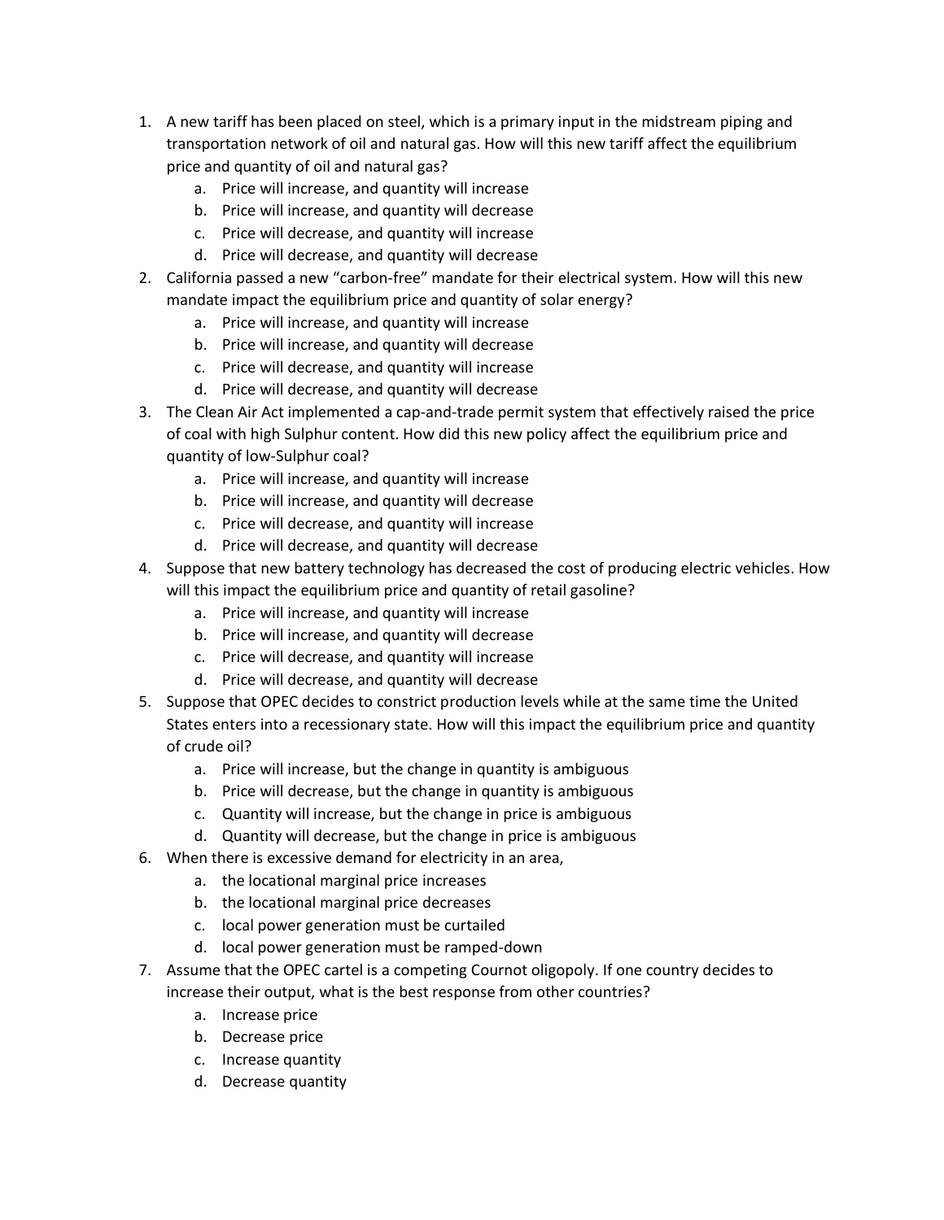1. A new tariff has been placed on steel, which is a primary input in the midstream piping and transportation network of oil and natural gas. How will this new tariff affect the equilibrium price and quantity of oil and natural gas?
   a. Price will increase, and quantity will increase
   b. Price will increase, and quantity will decrease
   c. Price will decrease, and quantity will increase
   d. Price will decrease, and quantity will decrease
2. California passed a new "carbon-free" mandate for their electrical system. How will this new mandate impact the equilibrium price and quantity of solar energy?
   a. Price will increase, and quantity will increase
   b. Price will increase, and quantity will decrease
   c. Price will decrease, and quantity will increase
   d. Price will decrease, and quantity will decrease
3. The Clean Air Act implemented a cap-and-trade permit system that effectively raised the price of coal with high Sulphur content. How did this new policy affect the equilibrium price and quantity of low-Sulphur coal?
   a. Price will increase, and quantity will increase
   b. Price will increase, and quantity will decrease
   c. Price will decrease, and quantity will increase
   d. Price will decrease, and quantity will decrease
4. Suppose that new battery technology has decreased the cost of producing electric vehicles. How will this impact the equilibrium price and quantity of retail gasoline?
   a. Price will increase, and quantity will increase
   b. Price will increase, and quantity will decrease
   c. Price will decrease, and quantity will increase
   d. Price will decrease, and quantity will decrease
5. Suppose that OPEC decides to constrict production levels while at the same time the United States enters into a recessionary state. How will this impact the equilibrium price and quantity of crude oil?
   a. Price will increase, but the change in quantity is ambiguous
   b. Price will decrease, but the change in quantity is ambiguous
   c. Quantity will increase, but the change in price is ambiguous
   d. Quantity will decrease, but the change in price is ambiguous
6. When there is excessive demand for electricity in an area,
   a. the locational marginal price increases
   b. the locational marginal price decreases
   c. local power generation must be curtailed
   d. local power generation must be ramped-down
7. Assume that the OPEC cartel is a competing Cournot oligopoly. If one country decides to increase their output, what is the best response from other countries?
   a. Increase price
   b. Decrease price
   c. Increase quantity
   d. Decrease quantity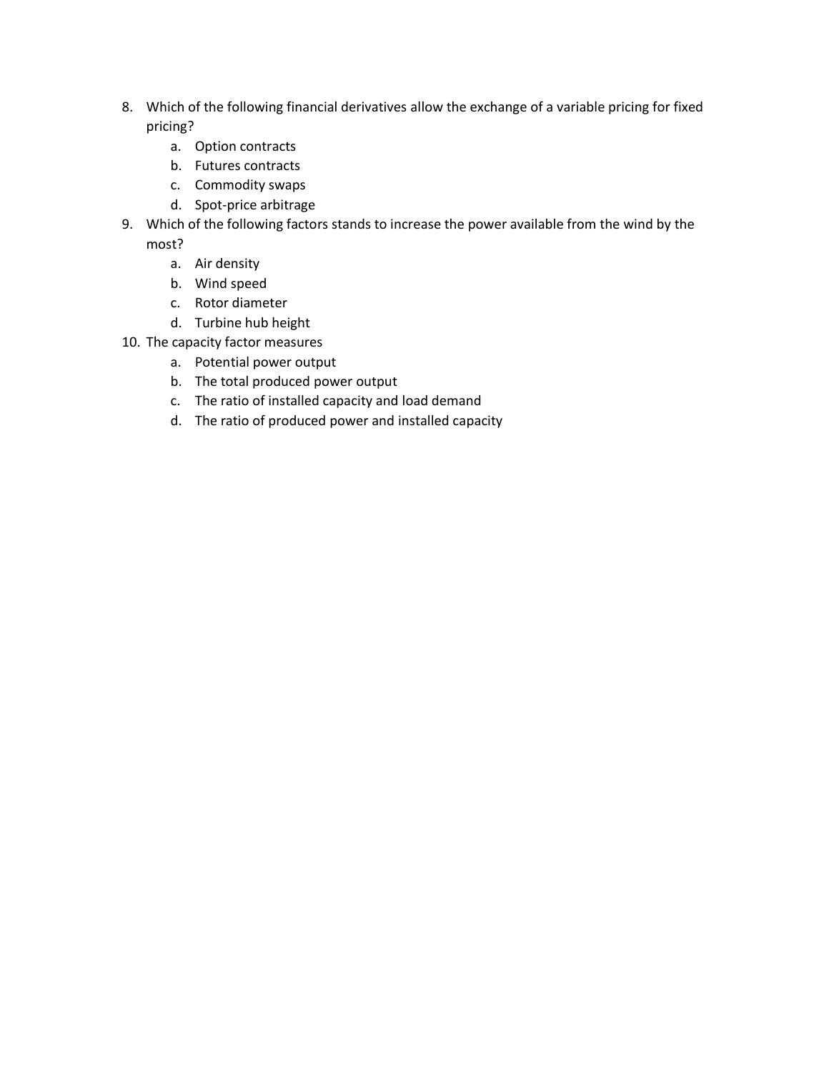8. Which of the following financial derivatives allow the exchange of a variable pricing for fixed pricing?
    a. Option contracts
    b. Futures contracts
    c. Commodity swaps
    d. Spot-price arbitrage
9. Which of the following factors stands to increase the power available from the wind by the most?
    a. Air density
    b. Wind speed
    c. Rotor diameter
    d. Turbine hub height
10. The capacity factor measures
    a. Potential power output
    b. The total produced power output
    c. The ratio of installed capacity and load demand
    d. The ratio of produced power and installed capacity